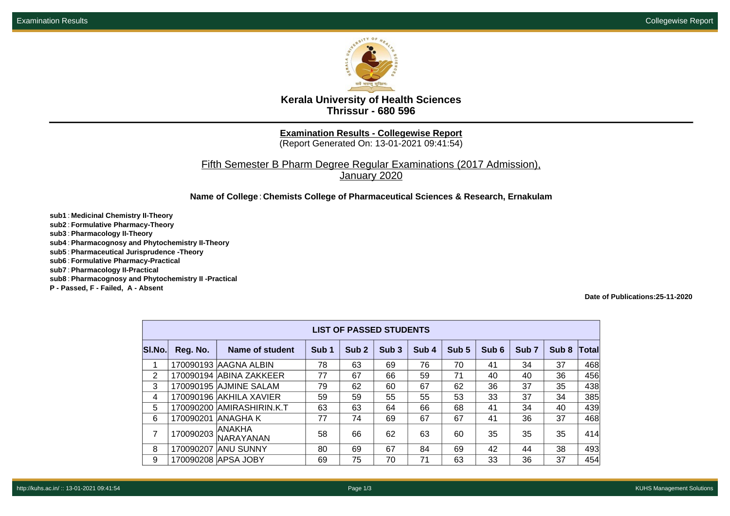# Kerala University of Health Sciences
## Thrissur - 680 596

**Examination Results - Collegewise Report**
(Report Generated On: 13-01-2021 09:41:54)

Fifth Semester B Pharm Degree Regular Examinations (2017 Admission), January 2020

**Name of College** : **Chemists College of Pharmaceutical Sciences & Research, Ernakulam**

**sub1** : **Medicinal Chemistry II-Theory**
**sub2** : **Formulative Pharmacy-Theory**
**sub3** : **Pharmacology II-Theory**
**sub4** : **Pharmacognosy and Phytochemistry II-Theory**
**sub5** : **Pharmaceutical Jurisprudence -Theory**
**sub6** : **Formulative Pharmacy-Practical**
**sub7** : **Pharmacology II-Practical**
**sub8** : **Pharmacognosy and Phytochemistry II -Practical**
**P - Passed, F - Failed, A - Absent**

**Date of Publications:25-11-2020**

**LIST OF PASSED STUDENTS**

| Sl.No. | Reg. No. | Name of student | Sub 1 | Sub 2 | Sub 3 | Sub 4 | Sub 5 | Sub 6 | Sub 7 | Sub 8 | Total |
|---|---|---|---|---|---|---|---|---|---|---|---|
| 1 | 170090193 | AAGNA ALBIN | 78 | 63 | 69 | 76 | 70 | 41 | 34 | 37 | 468 |
| 2 | 170090194 | ABINA ZAKKEER | 77 | 67 | 66 | 59 | 71 | 40 | 40 | 36 | 456 |
| 3 | 170090195 | AJMINE SALAM | 79 | 62 | 60 | 67 | 62 | 36 | 37 | 35 | 438 |
| 4 | 170090196 | AKHILA XAVIER | 59 | 59 | 55 | 55 | 53 | 33 | 37 | 34 | 385 |
| 5 | 170090200 | AMIRASHIRIN.K.T | 63 | 63 | 64 | 66 | 68 | 41 | 34 | 40 | 439 |
| 6 | 170090201 | ANAGHA K | 77 | 74 | 69 | 67 | 67 | 41 | 36 | 37 | 468 |
| 7 | 170090203 | ANAKHA NARAYANAN | 58 | 66 | 62 | 63 | 60 | 35 | 35 | 35 | 414 |
| 8 | 170090207 | ANU SUNNY | 80 | 69 | 67 | 84 | 69 | 42 | 44 | 38 | 493 |
| 9 | 170090208 | APSA JOBY | 69 | 75 | 70 | 71 | 63 | 33 | 36 | 37 | 454 |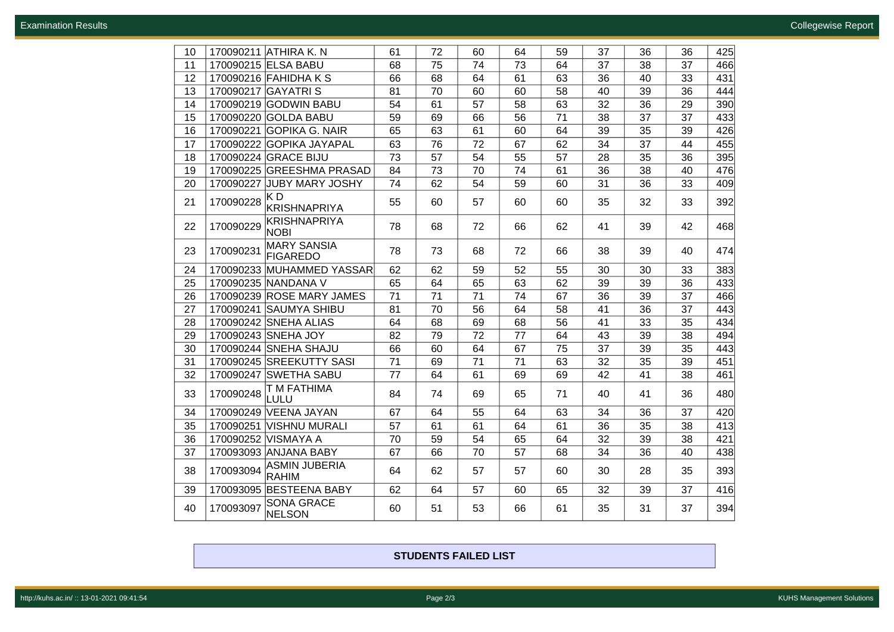| | | | | | | | | | | | |
|---|---|---|---|---|---|---|---|---|---|---|---|
| 10 | 170090211 | ATHIRA K. N | 61 | 72 | 60 | 64 | 59 | 37 | 36 | 36 | 425 |
| 11 | 170090215 | ELSA BABU | 68 | 75 | 74 | 73 | 64 | 37 | 38 | 37 | 466 |
| 12 | 170090216 | FAHIDHA K S | 66 | 68 | 64 | 61 | 63 | 36 | 40 | 33 | 431 |
| 13 | 170090217 | GAYATRI S | 81 | 70 | 60 | 60 | 58 | 40 | 39 | 36 | 444 |
| 14 | 170090219 | GODWIN BABU | 54 | 61 | 57 | 58 | 63 | 32 | 36 | 29 | 390 |
| 15 | 170090220 | GOLDA BABU | 59 | 69 | 66 | 56 | 71 | 38 | 37 | 37 | 433 |
| 16 | 170090221 | GOPIKA G. NAIR | 65 | 63 | 61 | 60 | 64 | 39 | 35 | 39 | 426 |
| 17 | 170090222 | GOPIKA JAYAPAL | 63 | 76 | 72 | 67 | 62 | 34 | 37 | 44 | 455 |
| 18 | 170090224 | GRACE BIJU | 73 | 57 | 54 | 55 | 57 | 28 | 35 | 36 | 395 |
| 19 | 170090225 | GREESHMA PRASAD | 84 | 73 | 70 | 74 | 61 | 36 | 38 | 40 | 476 |
| 20 | 170090227 | JUBY MARY JOSHY | 74 | 62 | 54 | 59 | 60 | 31 | 36 | 33 | 409 |
| 21 | 170090228 | K D KRISHNAPRIYA | 55 | 60 | 57 | 60 | 60 | 35 | 32 | 33 | 392 |
| 22 | 170090229 | KRISHNAPRIYA NOBI | 78 | 68 | 72 | 66 | 62 | 41 | 39 | 42 | 468 |
| 23 | 170090231 | MARY SANSIA FIGAREDO | 78 | 73 | 68 | 72 | 66 | 38 | 39 | 40 | 474 |
| 24 | 170090233 | MUHAMMED YASSAR | 62 | 62 | 59 | 52 | 55 | 30 | 30 | 33 | 383 |
| 25 | 170090235 | NANDANA V | 65 | 64 | 65 | 63 | 62 | 39 | 39 | 36 | 433 |
| 26 | 170090239 | ROSE MARY JAMES | 71 | 71 | 71 | 74 | 67 | 36 | 39 | 37 | 466 |
| 27 | 170090241 | SAUMYA SHIBU | 81 | 70 | 56 | 64 | 58 | 41 | 36 | 37 | 443 |
| 28 | 170090242 | SNEHA ALIAS | 64 | 68 | 69 | 68 | 56 | 41 | 33 | 35 | 434 |
| 29 | 170090243 | SNEHA JOY | 82 | 79 | 72 | 77 | 64 | 43 | 39 | 38 | 494 |
| 30 | 170090244 | SNEHA SHAJU | 66 | 60 | 64 | 67 | 75 | 37 | 39 | 35 | 443 |
| 31 | 170090245 | SREEKUTTY SASI | 71 | 69 | 71 | 71 | 63 | 32 | 35 | 39 | 451 |
| 32 | 170090247 | SWETHA SABU | 77 | 64 | 61 | 69 | 69 | 42 | 41 | 38 | 461 |
| 33 | 170090248 | T M FATHIMA LULU | 84 | 74 | 69 | 65 | 71 | 40 | 41 | 36 | 480 |
| 34 | 170090249 | VEENA JAYAN | 67 | 64 | 55 | 64 | 63 | 34 | 36 | 37 | 420 |
| 35 | 170090251 | VISHNU MURALI | 57 | 61 | 61 | 64 | 61 | 36 | 35 | 38 | 413 |
| 36 | 170090252 | VISMAYA A | 70 | 59 | 54 | 65 | 64 | 32 | 39 | 38 | 421 |
| 37 | 170093093 | ANJANA BABY | 67 | 66 | 70 | 57 | 68 | 34 | 36 | 40 | 438 |
| 38 | 170093094 | ASMIN JUBERIA RAHIM | 64 | 62 | 57 | 57 | 60 | 30 | 28 | 35 | 393 |
| 39 | 170093095 | BESTEENA BABY | 62 | 64 | 57 | 60 | 65 | 32 | 39 | 37 | 416 |
| 40 | 170093097 | SONA GRACE NELSON | 60 | 51 | 53 | 66 | 61 | 35 | 31 | 37 | 394 |

**STUDENTS FAILED LIST**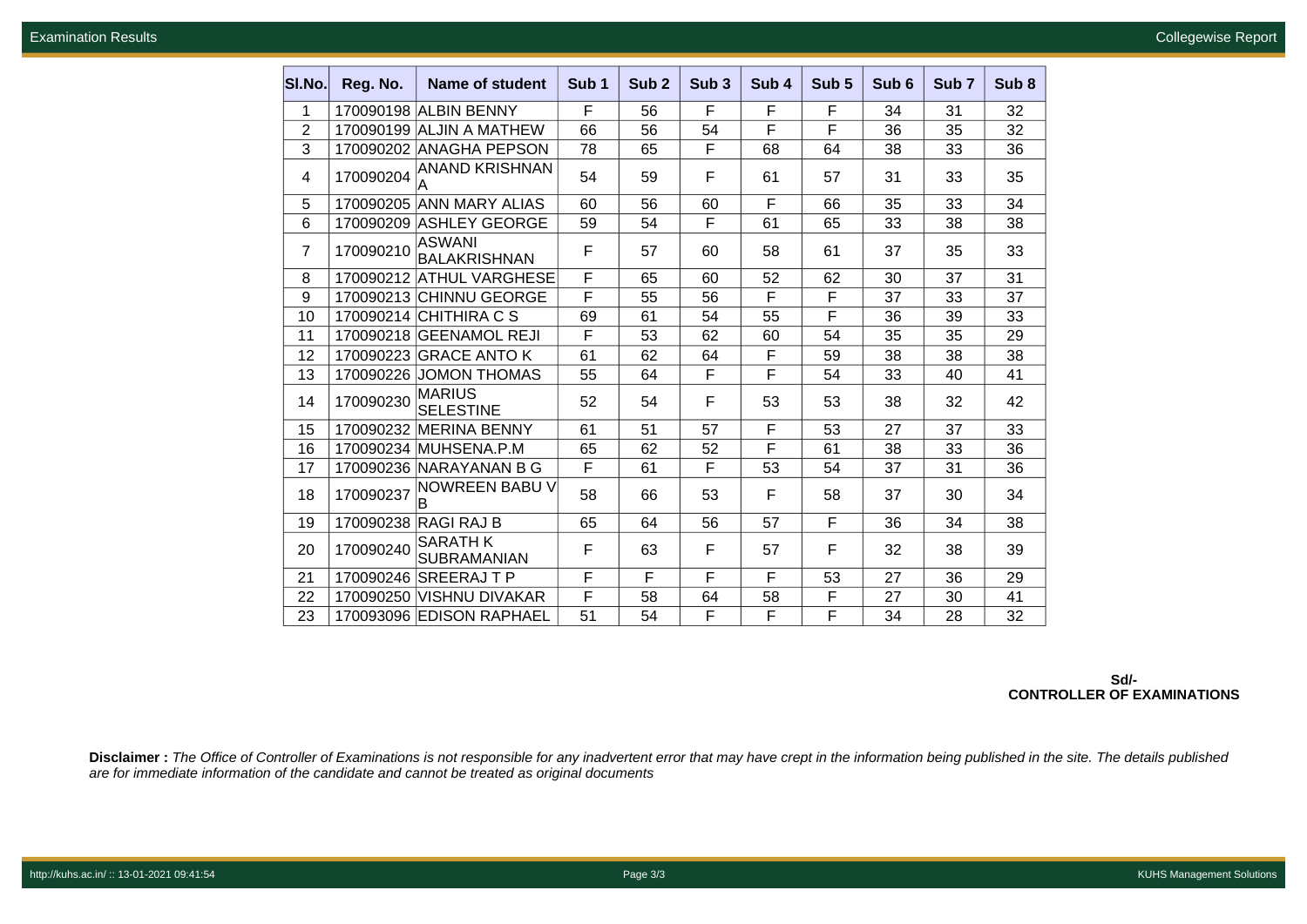| Sl.No. | Reg. No. | Name of student | Sub 1 | Sub 2 | Sub 3 | Sub 4 | Sub 5 | Sub 6 | Sub 7 | Sub 8 |
|---|---|---|---|---|---|---|---|---|---|---|
| 1 | 170090198 | ALBIN BENNY | F | 56 | F | F | F | 34 | 31 | 32 |
| 2 | 170090199 | ALJIN A MATHEW | 66 | 56 | 54 | F | F | 36 | 35 | 32 |
| 3 | 170090202 | ANAGHA PEPSON | 78 | 65 | F | 68 | 64 | 38 | 33 | 36 |
| 4 | 170090204 | ANAND KRISHNAN A | 54 | 59 | F | 61 | 57 | 31 | 33 | 35 |
| 5 | 170090205 | ANN MARY ALIAS | 60 | 56 | 60 | F | 66 | 35 | 33 | 34 |
| 6 | 170090209 | ASHLEY GEORGE | 59 | 54 | F | 61 | 65 | 33 | 38 | 38 |
| 7 | 170090210 | ASWANI BALAKRISHNAN | F | 57 | 60 | 58 | 61 | 37 | 35 | 33 |
| 8 | 170090212 | ATHUL VARGHESE | F | 65 | 60 | 52 | 62 | 30 | 37 | 31 |
| 9 | 170090213 | CHINNU GEORGE | F | 55 | 56 | F | F | 37 | 33 | 37 |
| 10 | 170090214 | CHITHIRA C S | 69 | 61 | 54 | 55 | F | 36 | 39 | 33 |
| 11 | 170090218 | GEENAMOL REJI | F | 53 | 62 | 60 | 54 | 35 | 35 | 29 |
| 12 | 170090223 | GRACE ANTO K | 61 | 62 | 64 | F | 59 | 38 | 38 | 38 |
| 13 | 170090226 | JOMON THOMAS | 55 | 64 | F | F | 54 | 33 | 40 | 41 |
| 14 | 170090230 | MARIUS SELESTINE | 52 | 54 | F | 53 | 53 | 38 | 32 | 42 |
| 15 | 170090232 | MERINA BENNY | 61 | 51 | 57 | F | 53 | 27 | 37 | 33 |
| 16 | 170090234 | MUHSENA.P.M | 65 | 62 | 52 | F | 61 | 38 | 33 | 36 |
| 17 | 170090236 | NARAYANAN B G | F | 61 | F | 53 | 54 | 37 | 31 | 36 |
| 18 | 170090237 | NOWREEN BABU V B | 58 | 66 | 53 | F | 58 | 37 | 30 | 34 |
| 19 | 170090238 | RAGI RAJ B | 65 | 64 | 56 | 57 | F | 36 | 34 | 38 |
| 20 | 170090240 | SARATH K SUBRAMANIAN | F | 63 | F | 57 | F | 32 | 38 | 39 |
| 21 | 170090246 | SREERAJ T P | F | F | F | F | 53 | 27 | 36 | 29 |
| 22 | 170090250 | VISHNU DIVAKAR | F | 58 | 64 | 58 | F | 27 | 30 | 41 |
| 23 | 170093096 | EDISON RAPHAEL | 51 | 54 | F | F | F | 34 | 28 | 32 |

**Sd/-**
**CONTROLLER OF EXAMINATIONS**

**Disclaimer :** *The Office of Controller of Examinations is not responsible for any inadvertent error that may have crept in the information being published in the site. The details published are for immediate information of the candidate and cannot be treated as original documents*